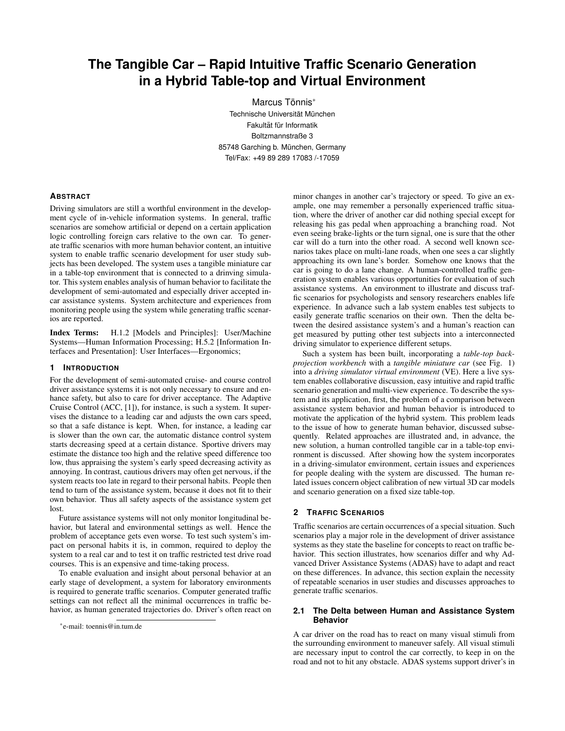# The Tangible Car – Rapid Intuitive Traffic Scenario Generation in a Hybrid Table-top and Virtual Environment

Marcus Tönnis*
Technische Universität München
Fakultät für Informatik
Boltzmannstraße 3
85748 Garching b. München, Germany
Tel/Fax: +49 89 289 17083 /-17059

## Abstract

Driving simulators are still a worthful environment in the development cycle of in-vehicle information systems. In general, traffic scenarios are somehow artificial or depend on a certain application logic controlling foreign cars relative to the own car. To generate traffic scenarios with more human behavior content, an intuitive system to enable traffic scenario development for user study subjects has been developed. The system uses a tangible miniature car in a table-top environment that is connected to a drinving simulator. This system enables analysis of human behavior to facilitate the development of semi-automated and especially driver accepted in-car assistance systems. System architecture and experiences from monitoring people using the system while generating traffic scenarios are reported.

**Index Terms:** H.1.2 [Models and Principles]: User/Machine Systems—Human Information Processing; H.5.2 [Information Interfaces and Presentation]: User Interfaces—Ergonomics;

## 1 Introduction

For the development of semi-automated cruise- and course control driver assistance systems it is not only necessary to ensure and enhance safety, but also to care for driver acceptance. The Adaptive Cruise Control (ACC, [1]), for instance, is such a system. It supervises the distance to a leading car and adjusts the own cars speed, so that a safe distance is kept. When, for instance, a leading car is slower than the own car, the automatic distance control system starts decreasing speed at a certain distance. Sportive drivers may estimate the distance too high and the relative speed difference too low, thus appraising the system's early speed decreasing activity as annoying. In contrast, cautious drivers may often get nervous, if the system reacts too late in regard to their personal habits. People then tend to turn of the assistance system, because it does not fit to their own behavior. Thus all safety aspects of the assistance system get lost.

Future assistance systems will not only monitor longitudinal behavior, but lateral and environmental settings as well. Hence the problem of acceptance gets even worse. To test such system's impact on personal habits it is, in common, required to deploy the system to a real car and to test it on traffic restricted test drive road courses. This is an expensive and time-taking process.

To enable evaluation and insight about personal behavior at an early stage of development, a system for laboratory environments is required to generate traffic scenarios. Computer generated traffic settings can not reflect all the minimal occurrences in traffic behavior, as human generated trajectories do. Driver's often react on minor changes in another car's trajectory or speed. To give an example, one may remember a personally experienced traffic situation, where the driver of another car did nothing special except for releasing his gas pedal when approaching a branching road. Not even seeing brake-lights or the turn signal, one is sure that the other car will do a turn into the other road. A second well known scenarios takes place on multi-lane roads, when one sees a car slightly approaching its own lane's border. Somehow one knows that the car is going to do a lane change. A human-controlled traffic generation system enables various opportunities for evaluation of such assistance systems. An environment to illustrate and discuss traffic scenarios for psychologists and sensory researchers enables life experience. In advance such a lab system enables test subjects to easily generate traffic scenarios on their own. Then the delta between the desired assistance system's and a human's reaction can get measured by putting other test subjects into a interconnected driving simulator to experience different setups.

Such a system has been built, incorporating a *table-top back-projection workbench* with a *tangible miniature car* (see Fig. 1) into a *driving simulator virtual environment* (VE). Here a live system enables collaborative discussion, easy intuitive and rapid traffic scenario generation and multi-view experience. To describe the system and its application, first, the problem of a comparison between assistance system behavior and human behavior is introduced to motivate the application of the hybrid system. This problem leads to the issue of how to generate human behavior, discussed subsequently. Related approaches are illustrated and, in advance, the new solution, a human controlled tangible car in a table-top environment is discussed. After showing how the system incorporates in a driving-simulator environment, certain issues and experiences for people dealing with the system are discussed. The human related issues concern object calibration of new virtual 3D car models and scenario generation on a fixed size table-top.

## 2 Traffic Scenarios

Traffic scenarios are certain occurrences of a special situation. Such scenarios play a major role in the development of driver assistance systems as they state the baseline for concepts to react on traffic behavior. This section illustrates, how scenarios differ and why Advanced Driver Assistance Systems (ADAS) have to adapt and react on these differences. In advance, this section explain the necessity of repeatable scenarios in user studies and discusses approaches to generate traffic scenarios.

### 2.1 The Delta between Human and Assistance System Behavior

A car driver on the road has to react on many visual stimuli from the surrounding environment to maneuver safely. All visual stimuli are necessary input to control the car correctly, to keep in on the road and not to hit any obstacle. ADAS systems support driver's in

*e-mail: toennis@in.tum.de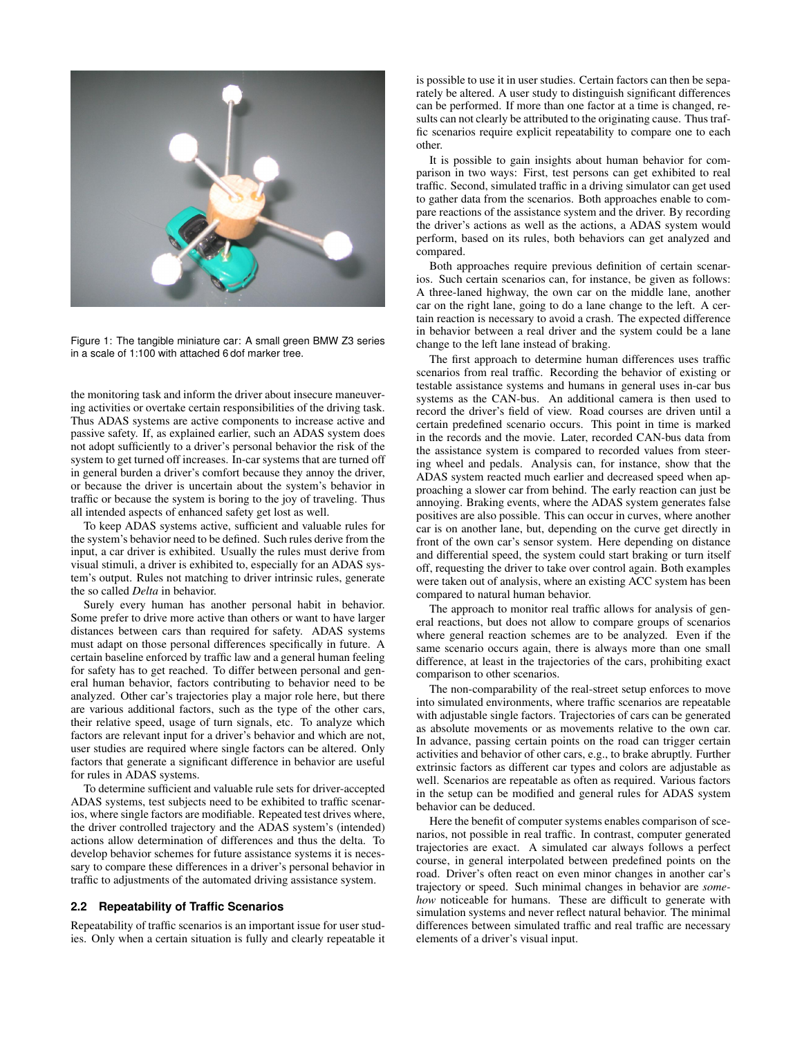Figure 1: The tangible miniature car: A small green BMW Z3 series in a scale of 1:100 with attached 6 dof marker tree.

the monitoring task and inform the driver about insecure maneuvering activities or overtake certain responsibilities of the driving task. Thus ADAS systems are active components to increase active and passive safety. If, as explained earlier, such an ADAS system does not adopt sufficiently to a driver's personal behavior the risk of the system to get turned off increases. In-car systems that are turned off in general burden a driver's comfort because they annoy the driver, or because the driver is uncertain about the system's behavior in traffic or because the system is boring to the joy of traveling. Thus all intended aspects of enhanced safety get lost as well.

To keep ADAS systems active, sufficient and valuable rules for the system's behavior need to be defined. Such rules derive from the input, a car driver is exhibited. Usually the rules must derive from visual stimuli, a driver is exhibited to, especially for an ADAS system's output. Rules not matching to driver intrinsic rules, generate the so called *Delta* in behavior.

Surely every human has another personal habit in behavior. Some prefer to drive more active than others or want to have larger distances between cars than required for safety. ADAS systems must adapt on those personal differences specifically in future. A certain baseline enforced by traffic law and a general human feeling for safety has to get reached. To differ between personal and general human behavior, factors contributing to behavior need to be analyzed. Other car's trajectories play a major role here, but there are various additional factors, such as the type of the other cars, their relative speed, usage of turn signals, etc. To analyze which factors are relevant input for a driver's behavior and which are not, user studies are required where single factors can be altered. Only factors that generate a significant difference in behavior are useful for rules in ADAS systems.

To determine sufficient and valuable rule sets for driver-accepted ADAS systems, test subjects need to be exhibited to traffic scenarios, where single factors are modifiable. Repeated test drives where, the driver controlled trajectory and the ADAS system's (intended) actions allow determination of differences and thus the delta. To develop behavior schemes for future assistance systems it is necessary to compare these differences in a driver's personal behavior in traffic to adjustments of the automated driving assistance system.

### 2.2 Repeatability of Traffic Scenarios

Repeatability of traffic scenarios is an important issue for user studies. Only when a certain situation is fully and clearly repeatable it is possible to use it in user studies. Certain factors can then be separately be altered. A user study to distinguish significant differences can be performed. If more than one factor at a time is changed, results can not clearly be attributed to the originating cause. Thus traffic scenarios require explicit repeatability to compare one to each other.

It is possible to gain insights about human behavior for comparison in two ways: First, test persons can get exhibited to real traffic. Second, simulated traffic in a driving simulator can get used to gather data from the scenarios. Both approaches enable to compare reactions of the assistance system and the driver. By recording the driver's actions as well as the actions, a ADAS system would perform, based on its rules, both behaviors can get analyzed and compared.

Both approaches require previous definition of certain scenarios. Such certain scenarios can, for instance, be given as follows: A three-laned highway, the own car on the middle lane, another car on the right lane, going to do a lane change to the left. A certain reaction is necessary to avoid a crash. The expected difference in behavior between a real driver and the system could be a lane change to the left lane instead of braking.

The first approach to determine human differences uses traffic scenarios from real traffic. Recording the behavior of existing or testable assistance systems and humans in general uses in-car bus systems as the CAN-bus. An additional camera is then used to record the driver's field of view. Road courses are driven until a certain predefined scenario occurs. This point in time is marked in the records and the movie. Later, recorded CAN-bus data from the assistance system is compared to recorded values from steering wheel and pedals. Analysis can, for instance, show that the ADAS system reacted much earlier and decreased speed when approaching a slower car from behind. The early reaction can just be annoying. Braking events, where the ADAS system generates false positives are also possible. This can occur in curves, where another car is on another lane, but, depending on the curve get directly in front of the own car's sensor system. Here depending on distance and differential speed, the system could start braking or turn itself off, requesting the driver to take over control again. Both examples were taken out of analysis, where an existing ACC system has been compared to natural human behavior.

The approach to monitor real traffic allows for analysis of general reactions, but does not allow to compare groups of scenarios where general reaction schemes are to be analyzed. Even if the same scenario occurs again, there is always more than one small difference, at least in the trajectories of the cars, prohibiting exact comparison to other scenarios.

The non-comparability of the real-street setup enforces to move into simulated environments, where traffic scenarios are repeatable with adjustable single factors. Trajectories of cars can be generated as absolute movements or as movements relative to the own car. In advance, passing certain points on the road can trigger certain activities and behavior of other cars, e.g., to brake abruptly. Further extrinsic factors as different car types and colors are adjustable as well. Scenarios are repeatable as often as required. Various factors in the setup can be modified and general rules for ADAS system behavior can be deduced.

Here the benefit of computer systems enables comparison of scenarios, not possible in real traffic. In contrast, computer generated trajectories are exact. A simulated car always follows a perfect course, in general interpolated between predefined points on the road. Driver's often react on even minor changes in another car's trajectory or speed. Such minimal changes in behavior are *somehow* noticeable for humans. These are difficult to generate with simulation systems and never reflect natural behavior. The minimal differences between simulated traffic and real traffic are necessary elements of a driver's visual input.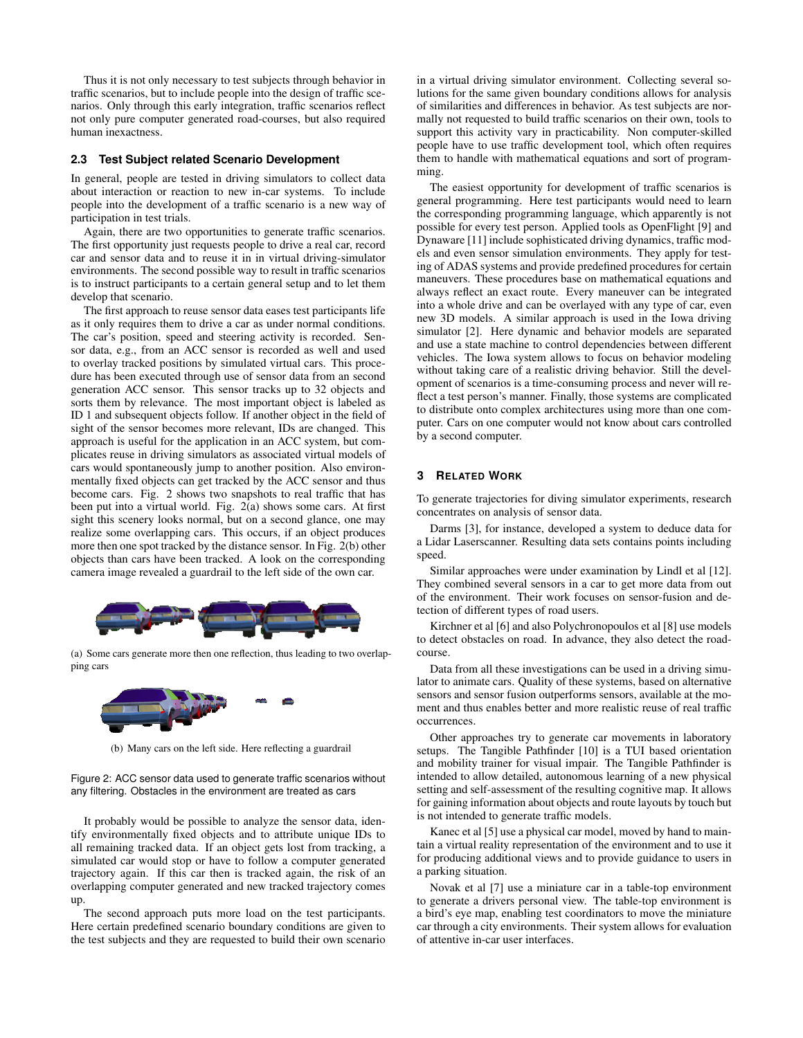Thus it is not only necessary to test subjects through behavior in traffic scenarios, but to include people into the design of traffic scenarios. Only through this early integration, traffic scenarios reflect not only pure computer generated road-courses, but also required human inexactness.

### 2.3 Test Subject related Scenario Development

In general, people are tested in driving simulators to collect data about interaction or reaction to new in-car systems. To include people into the development of a traffic scenario is a new way of participation in test trials.

Again, there are two opportunities to generate traffic scenarios. The first opportunity just requests people to drive a real car, record car and sensor data and to reuse it in in virtual driving-simulator environments. The second possible way to result in traffic scenarios is to instruct participants to a certain general setup and to let them develop that scenario.

The first approach to reuse sensor data eases test participants life as it only requires them to drive a car as under normal conditions. The car's position, speed and steering activity is recorded. Sensor data, e.g., from an ACC sensor is recorded as well and used to overlay tracked positions by simulated virtual cars. This procedure has been executed through use of sensor data from an second generation ACC sensor. This sensor tracks up to 32 objects and sorts them by relevance. The most important object is labeled as ID 1 and subsequent objects follow. If another object in the field of sight of the sensor becomes more relevant, IDs are changed. This approach is useful for the application in an ACC system, but complicates reuse in driving simulators as associated virtual models of cars would spontaneously jump to another position. Also environmentally fixed objects can get tracked by the ACC sensor and thus become cars. Fig. 2 shows two snapshots to real traffic that has been put into a virtual world. Fig. 2(a) shows some cars. At first sight this scenery looks normal, but on a second glance, one may realize some overlapping cars. This occurs, if an object produces more then one spot tracked by the distance sensor. In Fig. 2(b) other objects than cars have been tracked. A look on the corresponding camera image revealed a guardrail to the left side of the own car.

(a) Some cars generate more then one reflection, thus leading to two overlapping cars

(b) Many cars on the left side. Here reflecting a guardrail

Figure 2: ACC sensor data used to generate traffic scenarios without any filtering. Obstacles in the environment are treated as cars

It probably would be possible to analyze the sensor data, identify environmentally fixed objects and to attribute unique IDs to all remaining tracked data. If an object gets lost from tracking, a simulated car would stop or have to follow a computer generated trajectory again. If this car then is tracked again, the risk of an overlapping computer generated and new tracked trajectory comes up.

The second approach puts more load on the test participants. Here certain predefined scenario boundary conditions are given to the test subjects and they are requested to build their own scenario in a virtual driving simulator environment. Collecting several solutions for the same given boundary conditions allows for analysis of similarities and differences in behavior. As test subjects are normally not requested to build traffic scenarios on their own, tools to support this activity vary in practicability. Non computer-skilled people have to use traffic development tool, which often requires them to handle with mathematical equations and sort of programming.

The easiest opportunity for development of traffic scenarios is general programming. Here test participants would need to learn the corresponding programming language, which apparently is not possible for every test person. Applied tools as OpenFlight [9] and Dynaware [11] include sophisticated driving dynamics, traffic models and even sensor simulation environments. They apply for testing of ADAS systems and provide predefined procedures for certain maneuvers. These procedures base on mathematical equations and always reflect an exact route. Every maneuver can be integrated into a whole drive and can be overlayed with any type of car, even new 3D models. A similar approach is used in the Iowa driving simulator [2]. Here dynamic and behavior models are separated and use a state machine to control dependencies between different vehicles. The Iowa system allows to focus on behavior modeling without taking care of a realistic driving behavior. Still the development of scenarios is a time-consuming process and never will reflect a test person's manner. Finally, those systems are complicated to distribute onto complex architectures using more than one computer. Cars on one computer would not know about cars controlled by a second computer.

## 3 Related Work

To generate trajectories for diving simulator experiments, research concentrates on analysis of sensor data.

Darms [3], for instance, developed a system to deduce data for a Lidar Laserscanner. Resulting data sets contains points including speed.

Similar approaches were under examination by Lindl et al [12]. They combined several sensors in a car to get more data from out of the environment. Their work focuses on sensor-fusion and detection of different types of road users.

Kirchner et al [6] and also Polychronopoulos et al [8] use models to detect obstacles on road. In advance, they also detect the road-course.

Data from all these investigations can be used in a driving simulator to animate cars. Quality of these systems, based on alternative sensors and sensor fusion outperforms sensors, available at the moment and thus enables better and more realistic reuse of real traffic occurrences.

Other approaches try to generate car movements in laboratory setups. The Tangible Pathfinder [10] is a TUI based orientation and mobility trainer for visual impair. The Tangible Pathfinder is intended to allow detailed, autonomous learning of a new physical setting and self-assessment of the resulting cognitive map. It allows for gaining information about objects and route layouts by touch but is not intended to generate traffic models.

Kanec et al [5] use a physical car model, moved by hand to maintain a virtual reality representation of the environment and to use it for producing additional views and to provide guidance to users in a parking situation.

Novak et al [7] use a miniature car in a table-top environment to generate a drivers personal view. The table-top environment is a bird's eye map, enabling test coordinators to move the miniature car through a city environments. Their system allows for evaluation of attentive in-car user interfaces.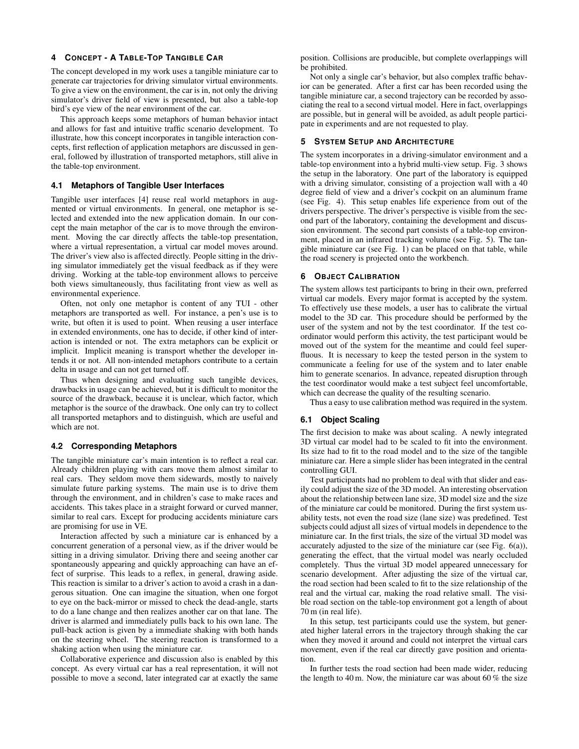## 4 CONCEPT - A TABLE-TOP TANGIBLE CAR

The concept developed in my work uses a tangible miniature car to generate car trajectories for driving simulator virtual environments. To give a view on the environment, the car is in, not only the driving simulator's driver field of view is presented, but also a table-top bird's eye view of the near environment of the car.

This approach keeps some metaphors of human behavior intact and allows for fast and intuitive traffic scenario development. To illustrate, how this concept incorporates in tangible interaction concepts, first reflection of application metaphors are discussed in general, followed by illustration of transported metaphors, still alive in the table-top environment.

### 4.1 Metaphors of Tangible User Interfaces

Tangible user interfaces [4] reuse real world metaphors in augmented or virtual environments. In general, one metaphor is selected and extended into the new application domain. In our concept the main metaphor of the car is to move through the environment. Moving the car directly affects the table-top presentation, where a virtual representation, a virtual car model moves around. The driver's view also is affected directly. People sitting in the driving simulator immediately get the visual feedback as if they were driving. Working at the table-top environment allows to perceive both views simultaneously, thus facilitating front view as well as environmental experience.

Often, not only one metaphor is content of any TUI - other metaphors are transported as well. For instance, a pen's use is to write, but often it is used to point. When reusing a user interface in extended environments, one has to decide, if other kind of interaction is intended or not. The extra metaphors can be explicit or implicit. Implicit meaning is transport whether the developer intends it or not. All non-intended metaphors contribute to a certain delta in usage and can not get turned off.

Thus when designing and evaluating such tangible devices, drawbacks in usage can be achieved, but it is difficult to monitor the source of the drawback, because it is unclear, which factor, which metaphor is the source of the drawback. One only can try to collect all transported metaphors and to distinguish, which are useful and which are not.

### 4.2 Corresponding Metaphors

The tangible miniature car's main intention is to reflect a real car. Already children playing with cars move them almost similar to real cars. They seldom move them sidewards, mostly to naively simulate future parking systems. The main use is to drive them through the environment, and in children's case to make races and accidents. This takes place in a straight forward or curved manner, similar to real cars. Except for producing accidents miniature cars are promising for use in VE.

Interaction affected by such a miniature car is enhanced by a concurrent generation of a personal view, as if the driver would be sitting in a driving simulator. Driving there and seeing another car spontaneously appearing and quickly approaching can have an effect of surprise. This leads to a reflex, in general, drawing aside. This reaction is similar to a driver's action to avoid a crash in a dangerous situation. One can imagine the situation, when one forgot to eye on the back-mirror or missed to check the dead-angle, starts to do a lane change and then realizes another car on that lane. The driver is alarmed and immediately pulls back to his own lane. The pull-back action is given by a immediate shaking with both hands on the steering wheel. The steering reaction is transformed to a shaking action when using the miniature car.

Collaborative experience and discussion also is enabled by this concept. As every virtual car has a real representation, it will not possible to move a second, later integrated car at exactly the same position. Collisions are producible, but complete overlappings will be prohibited.

Not only a single car's behavior, but also complex traffic behavior can be generated. After a first car has been recorded using the tangible miniature car, a second trajectory can be recorded by associating the real to a second virtual model. Here in fact, overlappings are possible, but in general will be avoided, as adult people participate in experiments and are not requested to play.

## 5 SYSTEM SETUP AND ARCHITECTURE

The system incorporates in a driving-simulator environment and a table-top environment into a hybrid multi-view setup. Fig. 3 shows the setup in the laboratory. One part of the laboratory is equipped with a driving simulator, consisting of a projection wall with a 40 degree field of view and a driver's cockpit on an aluminum frame (see Fig. 4). This setup enables life experience from out of the drivers perspective. The driver's perspective is visible from the second part of the laboratory, containing the development and discussion environment. The second part consists of a table-top environment, placed in an infrared tracking volume (see Fig. 5). The tangible miniature car (see Fig. 1) can be placed on that table, while the road scenery is projected onto the workbench.

## 6 OBJECT CALIBRATION

The system allows test participants to bring in their own, preferred virtual car models. Every major format is accepted by the system. To effectively use these models, a user has to calibrate the virtual model to the 3D car. This procedure should be performed by the user of the system and not by the test coordinator. If the test coordinator would perform this activity, the test participant would be moved out of the system for the meantime and could feel superfluous. It is necessary to keep the tested person in the system to communicate a feeling for use of the system and to later enable him to generate scenarios. In advance, repeated disruption through the test coordinator would make a test subject feel uncomfortable, which can decrease the quality of the resulting scenario.

Thus a easy to use calibration method was required in the system.

### 6.1 Object Scaling

The first decision to make was about scaling. A newly integrated 3D virtual car model had to be scaled to fit into the environment. Its size had to fit to the road model and to the size of the tangible miniature car. Here a simple slider has been integrated in the central controlling GUI.

Test participants had no problem to deal with that slider and easily could adjust the size of the 3D model. An interesting observation about the relationship between lane size, 3D model size and the size of the miniature car could be monitored. During the first system usability tests, not even the road size (lane size) was predefined. Test subjects could adjust all sizes of virtual models in dependence to the miniature car. In the first trials, the size of the virtual 3D model was accurately adjusted to the size of the miniature car (see Fig. 6(a)), generating the effect, that the virtual model was nearly occluded completely. Thus the virtual 3D model appeared unnecessary for scenario development. After adjusting the size of the virtual car, the road section had been scaled to fit to the size relationship of the real and the virtual car, making the road relative small. The visible road section on the table-top environment got a length of about 70 m (in real life).

In this setup, test participants could use the system, but generated higher lateral errors in the trajectory through shaking the car when they moved it around and could not interpret the virtual cars movement, even if the real car directly gave position and orientation.

In further tests the road section had been made wider, reducing the length to 40 m. Now, the miniature car was about 60 % the size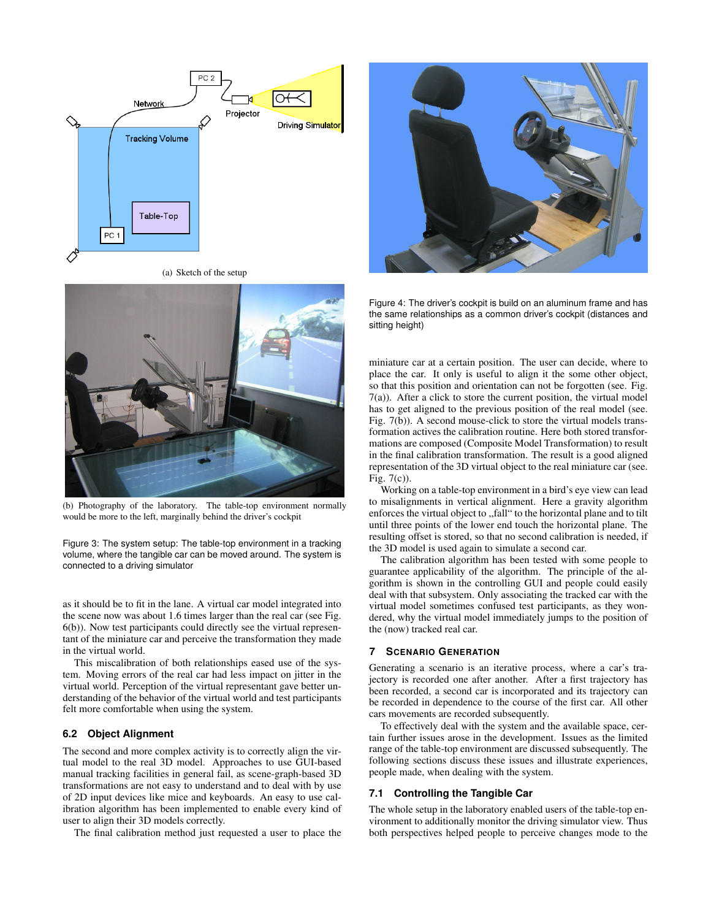(a) Sketch of the setup

(b) Photography of the laboratory. The table-top environment normally would be more to the left, marginally behind the driver's cockpit

Figure 3: The system setup: The table-top environment in a tracking volume, where the tangible car can be moved around. The system is connected to a driving simulator

Figure 4: The driver's cockpit is build on an aluminum frame and has the same relationships as a common driver's cockpit (distances and sitting height)

as it should be to fit in the lane. A virtual car model integrated into the scene now was about 1.6 times larger than the real car (see Fig. 6(b)). Now test participants could directly see the virtual representant of the miniature car and perceive the transformation they made in the virtual world.

This miscalibration of both relationships eased use of the system. Moving errors of the real car had less impact on jitter in the virtual world. Perception of the virtual representant gave better understanding of the behavior of the virtual world and test participants felt more comfortable when using the system.

### 6.2 Object Alignment

The second and more complex activity is to correctly align the virtual model to the real 3D model. Approaches to use GUI-based manual tracking facilities in general fail, as scene-graph-based 3D transformations are not easy to understand and to deal with by use of 2D input devices like mice and keyboards. An easy to use calibration algorithm has been implemented to enable every kind of user to align their 3D models correctly.

The final calibration method just requested a user to place the miniature car at a certain position. The user can decide, where to place the car. It only is useful to align it the some other object, so that this position and orientation can not be forgotten (see. Fig. 7(a)). After a click to store the current position, the virtual model has to get aligned to the previous position of the real model (see. Fig. 7(b)). A second mouse-click to store the virtual models transformation actives the calibration routine. Here both stored transformations are composed (Composite Model Transformation) to result in the final calibration transformation. The result is a good aligned representation of the 3D virtual object to the real miniature car (see. Fig. 7(c)).

Working on a table-top environment in a bird's eye view can lead to misalignments in vertical alignment. Here a gravity algorithm enforces the virtual object to „fall" to the horizontal plane and to tilt until three points of the lower end touch the horizontal plane. The resulting offset is stored, so that no second calibration is needed, if the 3D model is used again to simulate a second car.

The calibration algorithm has been tested with some people to guarantee applicability of the algorithm. The principle of the algorithm is shown in the controlling GUI and people could easily deal with that subsystem. Only associating the tracked car with the virtual model sometimes confused test participants, as they wondered, why the virtual model immediately jumps to the position of the (now) tracked real car.

## 7 Scenario Generation

Generating a scenario is an iterative process, where a car's trajectory is recorded one after another. After a first trajectory has been recorded, a second car is incorporated and its trajectory can be recorded in dependence to the course of the first car. All other cars movements are recorded subsequently.

To effectively deal with the system and the available space, certain further issues arose in the development. Issues as the limited range of the table-top environment are discussed subsequently. The following sections discuss these issues and illustrate experiences, people made, when dealing with the system.

### 7.1 Controlling the Tangible Car

The whole setup in the laboratory enabled users of the table-top environment to additionally monitor the driving simulator view. Thus both perspectives helped people to perceive changes mode to the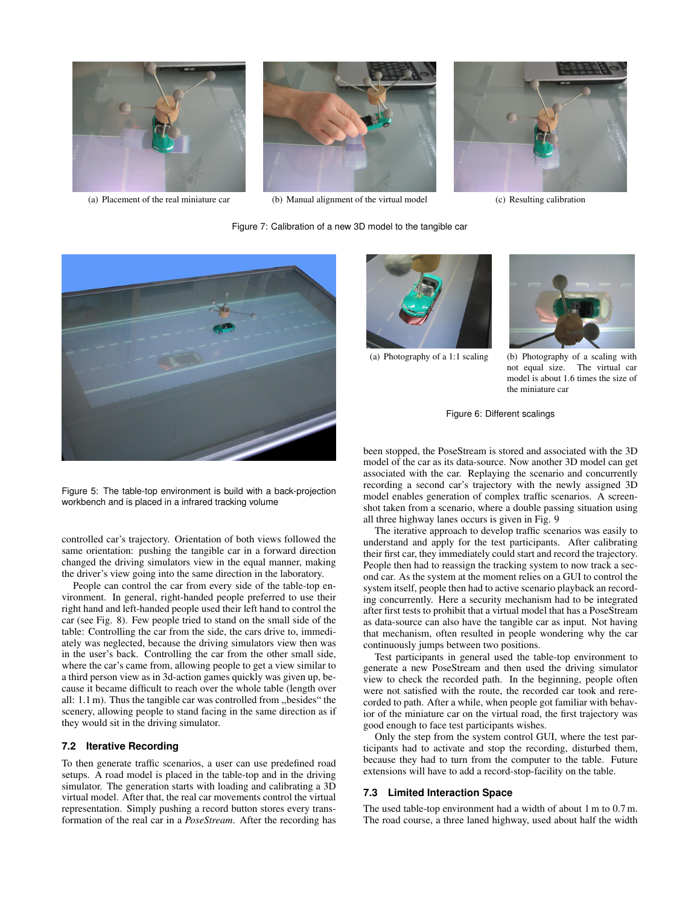(a) Placement of the real miniature car

(b) Manual alignment of the virtual model

(c) Resulting calibration

Figure 7: Calibration of a new 3D model to the tangible car

Figure 5: The table-top environment is build with a back-projection workbench and is placed in a infrared tracking volume

(a) Photography of a 1:1 scaling

(b) Photography of a scaling with not equal size. The virtual car model is about 1.6 times the size of the miniature car

Figure 6: Different scalings

controlled car's trajectory. Orientation of both views followed the same orientation: pushing the tangible car in a forward direction changed the driving simulators view in the equal manner, making the driver's view going into the same direction in the laboratory.

People can control the car from every side of the table-top environment. In general, right-handed people preferred to use their right hand and left-handed people used their left hand to control the car (see Fig. 8). Few people tried to stand on the small side of the table: Controlling the car from the side, the cars drive to, immediately was neglected, because the driving simulators view then was in the user's back. Controlling the car from the other small side, where the car's came from, allowing people to get a view similar to a third person view as in 3d-action games quickly was given up, because it became difficult to reach over the whole table (length over all: 1.1 m). Thus the tangible car was controlled from „besides" the scenery, allowing people to stand facing in the same direction as if they would sit in the driving simulator.

### 7.2 Iterative Recording

To then generate traffic scenarios, a user can use predefined road setups. A road model is placed in the table-top and in the driving simulator. The generation starts with loading and calibrating a 3D virtual model. After that, the real car movements control the virtual representation. Simply pushing a record button stores every transformation of the real car in a *PoseStream*. After the recording has been stopped, the PoseStream is stored and associated with the 3D model of the car as its data-source. Now another 3D model can get associated with the car. Replaying the scenario and concurrently recording a second car's trajectory with the newly assigned 3D model enables generation of complex traffic scenarios. A screenshot taken from a scenario, where a double passing situation using all three highway lanes occurs is given in Fig. 9

The iterative approach to develop traffic scenarios was easily to understand and apply for the test participants. After calibrating their first car, they immediately could start and record the trajectory. People then had to reassign the tracking system to now track a second car. As the system at the moment relies on a GUI to control the system itself, people then had to active scenario playback an recording concurrently. Here a security mechanism had to be integrated after first tests to prohibit that a virtual model that has a PoseStream as data-source can also have the tangible car as input. Not having that mechanism, often resulted in people wondering why the car continuously jumps between two positions.

Test participants in general used the table-top environment to generate a new PoseStream and then used the driving simulator view to check the recorded path. In the beginning, people often were not satisfied with the route, the recorded car took and rerecorded to path. After a while, when people got familiar with behavior of the miniature car on the virtual road, the first trajectory was good enough to face test participants wishes.

Only the step from the system control GUI, where the test participants had to activate and stop the recording, disturbed them, because they had to turn from the computer to the table. Future extensions will have to add a record-stop-facility on the table.

### 7.3 Limited Interaction Space

The used table-top environment had a width of about 1 m to 0.7 m. The road course, a three laned highway, used about half the width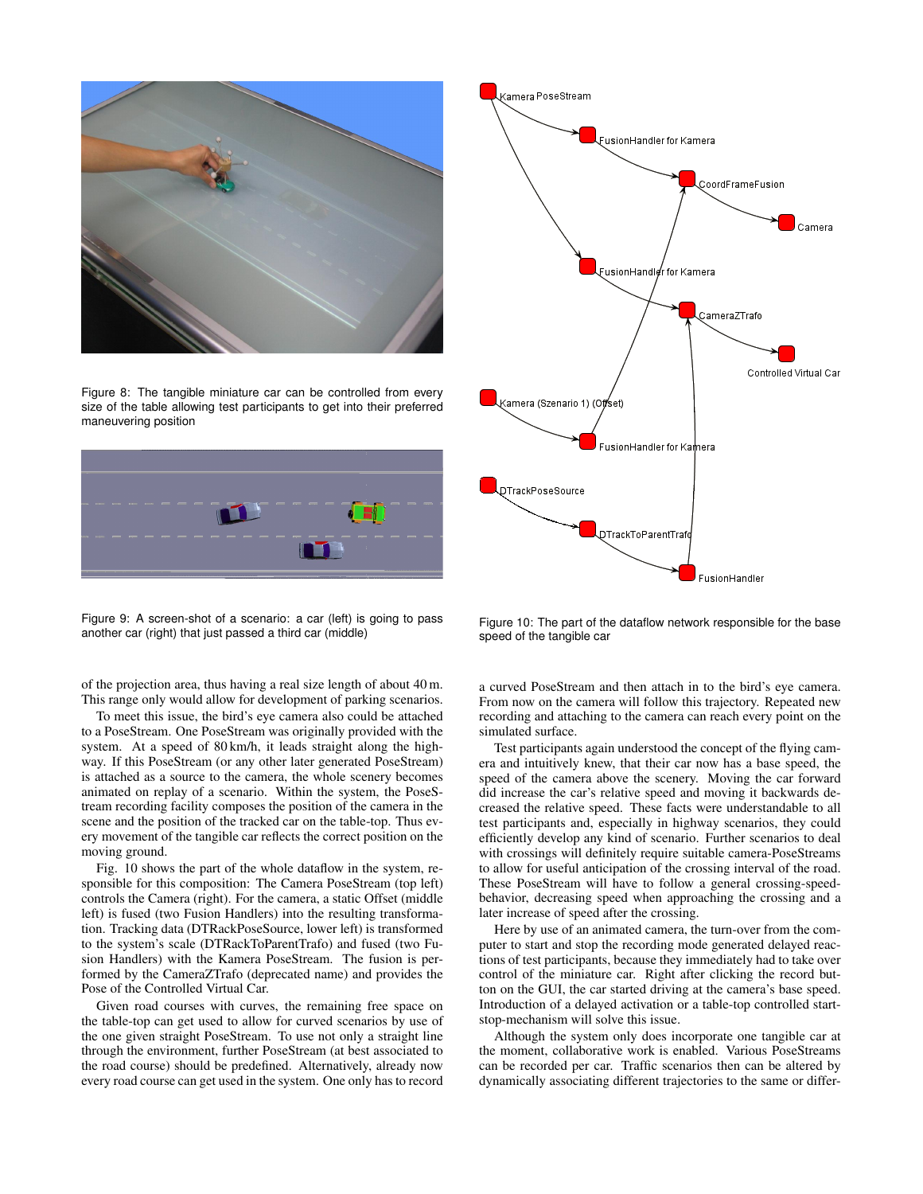Figure 8: The tangible miniature car can be controlled from every size of the table allowing test participants to get into their preferred maneuvering position

Figure 9: A screen-shot of a scenario: a car (left) is going to pass another car (right) that just passed a third car (middle)

Figure 10: The part of the dataflow network responsible for the base speed of the tangible car

of the projection area, thus having a real size length of about 40 m. This range only would allow for development of parking scenarios.

To meet this issue, the bird's eye camera also could be attached to a PoseStream. One PoseStream was originally provided with the system. At a speed of 80 km/h, it leads straight along the highway. If this PoseStream (or any other later generated PoseStream) is attached as a source to the camera, the whole scenery becomes animated on replay of a scenario. Within the system, the PoseStream recording facility composes the position of the camera in the scene and the position of the tracked car on the table-top. Thus every movement of the tangible car reflects the correct position on the moving ground.

Fig. 10 shows the part of the whole dataflow in the system, responsible for this composition: The Camera PoseStream (top left) controls the Camera (right). For the camera, a static Offset (middle left) is fused (two Fusion Handlers) into the resulting transformation. Tracking data (DTRackPoseSource, lower left) is transformed to the system's scale (DTRackToParentTrafo) and fused (two Fusion Handlers) with the Kamera PoseStream. The fusion is performed by the CameraZTrafo (deprecated name) and provides the Pose of the Controlled Virtual Car.

Given road courses with curves, the remaining free space on the table-top can get used to allow for curved scenarios by use of the one given straight PoseStream. To use not only a straight line through the environment, further PoseStream (at best associated to the road course) should be predefined. Alternatively, already now every road course can get used in the system. One only has to record a curved PoseStream and then attach in to the bird's eye camera. From now on the camera will follow this trajectory. Repeated new recording and attaching to the camera can reach every point on the simulated surface.

Test participants again understood the concept of the flying camera and intuitively knew, that their car now has a base speed, the speed of the camera above the scenery. Moving the car forward did increase the car's relative speed and moving it backwards decreased the relative speed. These facts were understandable to all test participants and, especially in highway scenarios, they could efficiently develop any kind of scenario. Further scenarios to deal with crossings will definitely require suitable camera-PoseStreams to allow for useful anticipation of the crossing interval of the road. These PoseStream will have to follow a general crossing-speed-behavior, decreasing speed when approaching the crossing and a later increase of speed after the crossing.

Here by use of an animated camera, the turn-over from the computer to start and stop the recording mode generated delayed reactions of test participants, because they immediately had to take over control of the miniature car. Right after clicking the record button on the GUI, the car started driving at the camera's base speed. Introduction of a delayed activation or a table-top controlled start-stop-mechanism will solve this issue.

Although the system only does incorporate one tangible car at the moment, collaborative work is enabled. Various PoseStreams can be recorded per car. Traffic scenarios then can be altered by dynamically associating different trajectories to the same or differ-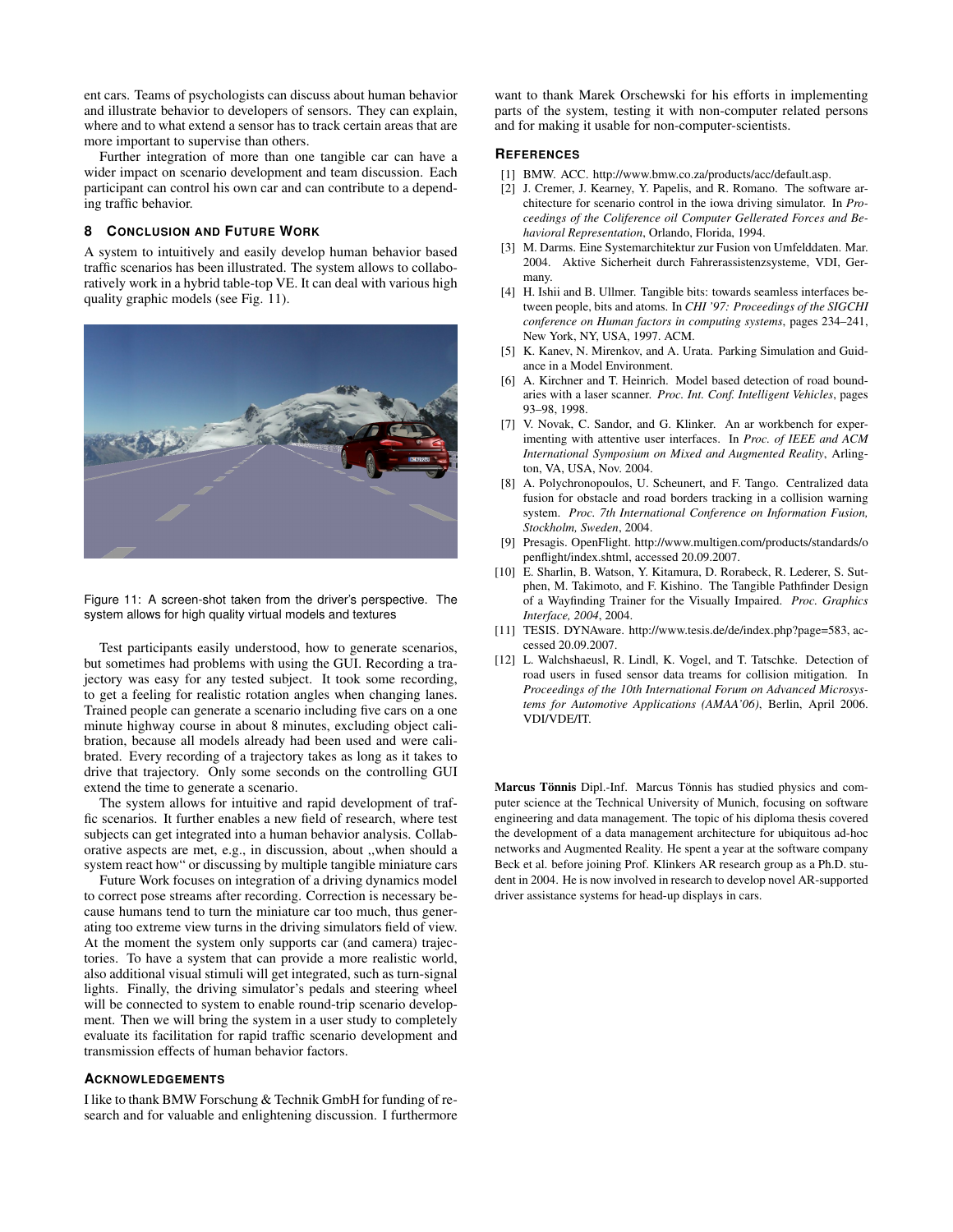ent cars. Teams of psychologists can discuss about human behavior and illustrate behavior to developers of sensors. They can explain, where and to what extend a sensor has to track certain areas that are more important to supervise than others.

Further integration of more than one tangible car can have a wider impact on scenario development and team discussion. Each participant can control his own car and can contribute to a depending traffic behavior.

## 8 Conclusion and Future Work

A system to intuitively and easily develop human behavior based traffic scenarios has been illustrated. The system allows to collaboratively work in a hybrid table-top VE. It can deal with various high quality graphic models (see Fig. 11).

Figure 11: A screen-shot taken from the driver's perspective. The system allows for high quality virtual models and textures

Test participants easily understood, how to generate scenarios, but sometimes had problems with using the GUI. Recording a trajectory was easy for any tested subject. It took some recording, to get a feeling for realistic rotation angles when changing lanes. Trained people can generate a scenario including five cars on a one minute highway course in about 8 minutes, excluding object calibration, because all models already had been used and were calibrated. Every recording of a trajectory takes as long as it takes to drive that trajectory. Only some seconds on the controlling GUI extend the time to generate a scenario.

The system allows for intuitive and rapid development of traffic scenarios. It further enables a new field of research, where test subjects can get integrated into a human behavior analysis. Collaborative aspects are met, e.g., in discussion, about „when should a system react how" or discussing by multiple tangible miniature cars

Future Work focuses on integration of a driving dynamics model to correct pose streams after recording. Correction is necessary because humans tend to turn the miniature car too much, thus generating too extreme view turns in the driving simulators field of view. At the moment the system only supports car (and camera) trajectories. To have a system that can provide a more realistic world, also additional visual stimuli will get integrated, such as turn-signal lights. Finally, the driving simulator's pedals and steering wheel will be connected to system to enable round-trip scenario development. Then we will bring the system in a user study to completely evaluate its facilitation for rapid traffic scenario development and transmission effects of human behavior factors.

## Acknowledgements

I like to thank BMW Forschung & Technik GmbH for funding of research and for valuable and enlightening discussion. I furthermore want to thank Marek Orschewski for his efforts in implementing parts of the system, testing it with non-computer related persons and for making it usable for non-computer-scientists.

## References

[1] BMW. ACC. http://www.bmw.co.za/products/acc/default.asp.

[2] J. Cremer, J. Kearney, Y. Papelis, and R. Romano. The software architecture for scenario control in the iowa driving simulator. In *Proceedings of the Coliference oil Computer Gellerated Forces and Behavioral Representation*, Orlando, Florida, 1994.

[3] M. Darms. Eine Systemarchitektur zur Fusion von Umfelddaten. Mar. 2004. Aktive Sicherheit durch Fahrerassistenzsysteme, VDI, Germany.

[4] H. Ishii and B. Ullmer. Tangible bits: towards seamless interfaces between people, bits and atoms. In *CHI '97: Proceedings of the SIGCHI conference on Human factors in computing systems*, pages 234–241, New York, NY, USA, 1997. ACM.

[5] K. Kanev, N. Mirenkov, and A. Urata. Parking Simulation and Guidance in a Model Environment.

[6] A. Kirchner and T. Heinrich. Model based detection of road boundaries with a laser scanner. *Proc. Int. Conf. Intelligent Vehicles*, pages 93–98, 1998.

[7] V. Novak, C. Sandor, and G. Klinker. An ar workbench for experimenting with attentive user interfaces. In *Proc. of IEEE and ACM International Symposium on Mixed and Augmented Reality*, Arlington, VA, USA, Nov. 2004.

[8] A. Polychronopoulos, U. Scheunert, and F. Tango. Centralized data fusion for obstacle and road borders tracking in a collision warning system. *Proc. 7th International Conference on Information Fusion, Stockholm, Sweden*, 2004.

[9] Presagis. OpenFlight. http://www.multigen.com/products/standards/openflight/index.shtml, accessed 20.09.2007.

[10] E. Sharlin, B. Watson, Y. Kitamura, D. Rorabeck, R. Lederer, S. Sutphen, M. Takimoto, and F. Kishino. The Tangible Pathfinder Design of a Wayfinding Trainer for the Visually Impaired. *Proc. Graphics Interface, 2004*, 2004.

[11] TESIS. DYNAware. http://www.tesis.de/de/index.php?page=583, accessed 20.09.2007.

[12] L. Walchshaeusl, R. Lindl, K. Vogel, and T. Tatschke. Detection of road users in fused sensor data treams for collision mitigation. In *Proceedings of the 10th International Forum on Advanced Microsystems for Automotive Applications (AMAA'06)*, Berlin, April 2006. VDI/VDE/IT.

**Marcus Tönnis** Dipl.-Inf. Marcus Tönnis has studied physics and computer science at the Technical University of Munich, focusing on software engineering and data management. The topic of his diploma thesis covered the development of a data management architecture for ubiquitous ad-hoc networks and Augmented Reality. He spent a year at the software company Beck et al. before joining Prof. Klinkers AR research group as a Ph.D. student in 2004. He is now involved in research to develop novel AR-supported driver assistance systems for head-up displays in cars.